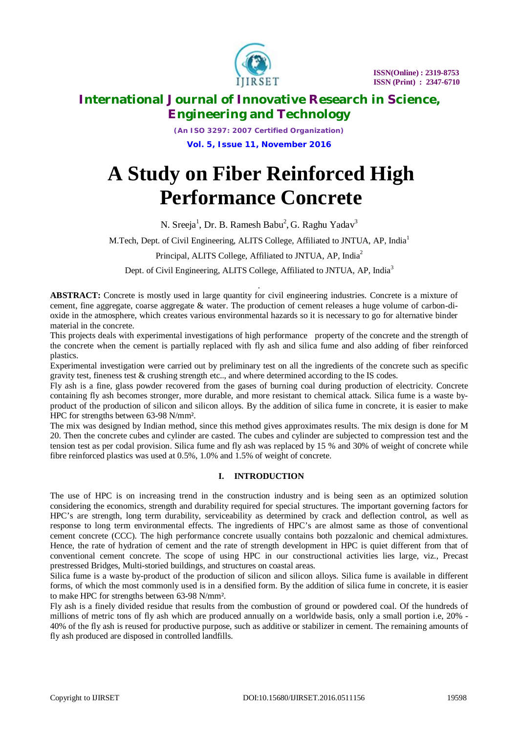# A Study on Fiber Reinforced High Performance Concrete

N. Sreeja[1], Dr. B. Ramesh Babu[2], G. Raghu Yadav[3]

M.Tech, Dept. of Civil Engineering, ALITS College, Affiliated to JNTUA, AP, India[1]

Principal, ALITS College, Affiliated to JNTUA, AP, India[2]

Dept. of Civil Engineering, ALITS College, Affiliated to JNTUA, AP, India[3]

**ABSTRACT:** Concrete is mostly used in large quantity for civil engineering industries. Concrete is a mixture of cement, fine aggregate, coarse aggregate & water. The production of cement releases a huge volume of carbon-di-oxide in the atmosphere, which creates various environmental hazards so it is necessary to go for alternative binder material in the concrete.

This projects deals with experimental investigations of high performance property of the concrete and the strength of the concrete when the cement is partially replaced with fly ash and silica fume and also adding of fiber reinforced plastics.

Experimental investigation were carried out by preliminary test on all the ingredients of the concrete such as specific gravity test, fineness test & crushing strength etc.., and where determined according to the IS codes.

Fly ash is a fine, glass powder recovered from the gases of burning coal during production of electricity. Concrete containing fly ash becomes stronger, more durable, and more resistant to chemical attack. Silica fume is a waste by-product of the production of silicon and silicon alloys. By the addition of silica fume in concrete, it is easier to make HPC for strengths between 63-98 N/mm².

The mix was designed by Indian method, since this method gives approximates results. The mix design is done for M 20. Then the concrete cubes and cylinder are casted. The cubes and cylinder are subjected to compression test and the tension test as per codal provision. Silica fume and fly ash was replaced by 15 % and 30% of weight of concrete while fibre reinforced plastics was used at 0.5%, 1.0% and 1.5% of weight of concrete.

## I. INTRODUCTION

The use of HPC is on increasing trend in the construction industry and is being seen as an optimized solution considering the economics, strength and durability required for special structures. The important governing factors for HPC's are strength, long term durability, serviceability as determined by crack and deflection control, as well as response to long term environmental effects. The ingredients of HPC's are almost same as those of conventional cement concrete (CCC). The high performance concrete usually contains both pozzalonic and chemical admixtures. Hence, the rate of hydration of cement and the rate of strength development in HPC is quiet different from that of conventional cement concrete. The scope of using HPC in our constructional activities lies large, viz., Precast prestressed Bridges, Multi-storied buildings, and structures on coastal areas.

Silica fume is a waste by-product of the production of silicon and silicon alloys. Silica fume is available in different forms, of which the most commonly used is in a densified form. By the addition of silica fume in concrete, it is easier to make HPC for strengths between 63-98 N/mm².

Fly ash is a finely divided residue that results from the combustion of ground or powdered coal. Of the hundreds of millions of metric tons of fly ash which are produced annually on a worldwide basis, only a small portion i.e, 20% - 40% of the fly ash is reused for productive purpose, such as additive or stabilizer in cement. The remaining amounts of fly ash produced are disposed in controlled landfills.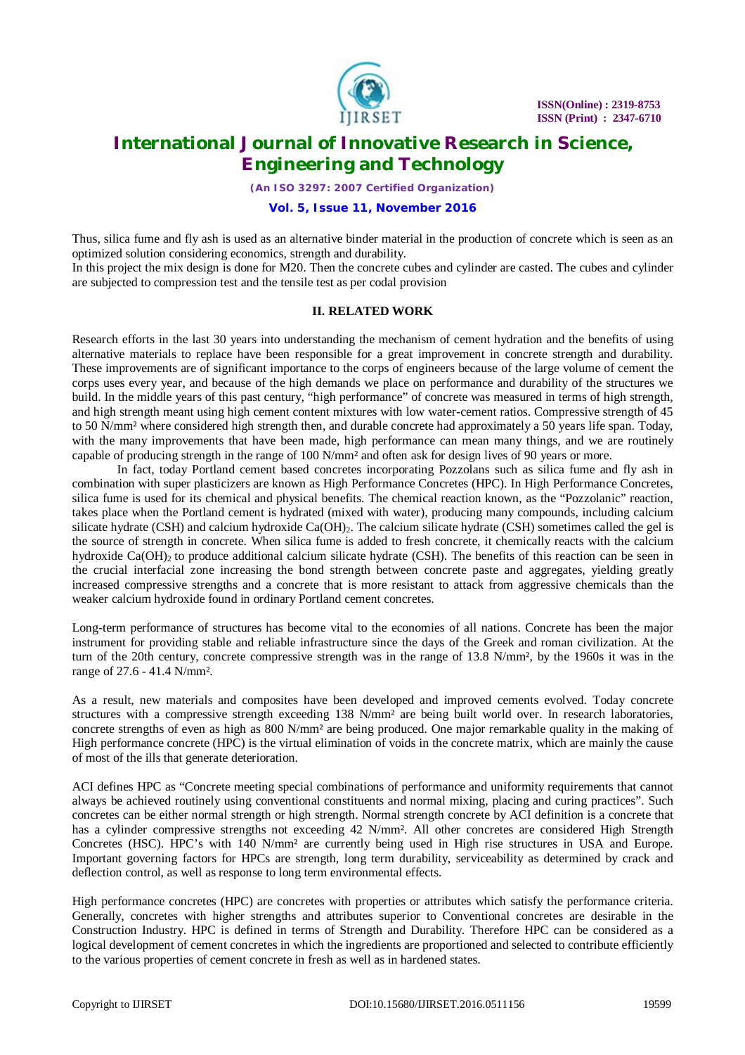Thus, silica fume and fly ash is used as an alternative binder material in the production of concrete which is seen as an optimized solution considering economics, strength and durability.

In this project the mix design is done for M20. Then the concrete cubes and cylinder are casted. The cubes and cylinder are subjected to compression test and the tensile test as per codal provision

## II. RELATED WORK

Research efforts in the last 30 years into understanding the mechanism of cement hydration and the benefits of using alternative materials to replace have been responsible for a great improvement in concrete strength and durability. These improvements are of significant importance to the corps of engineers because of the large volume of cement the corps uses every year, and because of the high demands we place on performance and durability of the structures we build. In the middle years of this past century, "high performance" of concrete was measured in terms of high strength, and high strength meant using high cement content mixtures with low water-cement ratios. Compressive strength of 45 to 50 N/mm² where considered high strength then, and durable concrete had approximately a 50 years life span. Today, with the many improvements that have been made, high performance can mean many things, and we are routinely capable of producing strength in the range of 100 N/mm² and often ask for design lives of 90 years or more.

In fact, today Portland cement based concretes incorporating Pozzolans such as silica fume and fly ash in combination with super plasticizers are known as High Performance Concretes (HPC). In High Performance Concretes, silica fume is used for its chemical and physical benefits. The chemical reaction known, as the "Pozzolanic" reaction, takes place when the Portland cement is hydrated (mixed with water), producing many compounds, including calcium silicate hydrate (CSH) and calcium hydroxide $Ca(OH)_2$. The calcium silicate hydrate (CSH) sometimes called the gel is the source of strength in concrete. When silica fume is added to fresh concrete, it chemically reacts with the calcium hydroxide $Ca(OH)_2$ to produce additional calcium silicate hydrate (CSH). The benefits of this reaction can be seen in the crucial interfacial zone increasing the bond strength between concrete paste and aggregates, yielding greatly increased compressive strengths and a concrete that is more resistant to attack from aggressive chemicals than the weaker calcium hydroxide found in ordinary Portland cement concretes.

Long-term performance of structures has become vital to the economies of all nations. Concrete has been the major instrument for providing stable and reliable infrastructure since the days of the Greek and roman civilization. At the turn of the 20th century, concrete compressive strength was in the range of 13.8 N/mm², by the 1960s it was in the range of 27.6 - 41.4 N/mm².

As a result, new materials and composites have been developed and improved cements evolved. Today concrete structures with a compressive strength exceeding 138 N/mm² are being built world over. In research laboratories, concrete strengths of even as high as 800 N/mm² are being produced. One major remarkable quality in the making of High performance concrete (HPC) is the virtual elimination of voids in the concrete matrix, which are mainly the cause of most of the ills that generate deterioration.

ACI defines HPC as "Concrete meeting special combinations of performance and uniformity requirements that cannot always be achieved routinely using conventional constituents and normal mixing, placing and curing practices". Such concretes can be either normal strength or high strength. Normal strength concrete by ACI definition is a concrete that has a cylinder compressive strengths not exceeding 42 N/mm². All other concretes are considered High Strength Concretes (HSC). HPC's with 140 N/mm² are currently being used in High rise structures in USA and Europe. Important governing factors for HPCs are strength, long term durability, serviceability as determined by crack and deflection control, as well as response to long term environmental effects.

High performance concretes (HPC) are concretes with properties or attributes which satisfy the performance criteria. Generally, concretes with higher strengths and attributes superior to Conventional concretes are desirable in the Construction Industry. HPC is defined in terms of Strength and Durability. Therefore HPC can be considered as a logical development of cement concretes in which the ingredients are proportioned and selected to contribute efficiently to the various properties of cement concrete in fresh as well as in hardened states.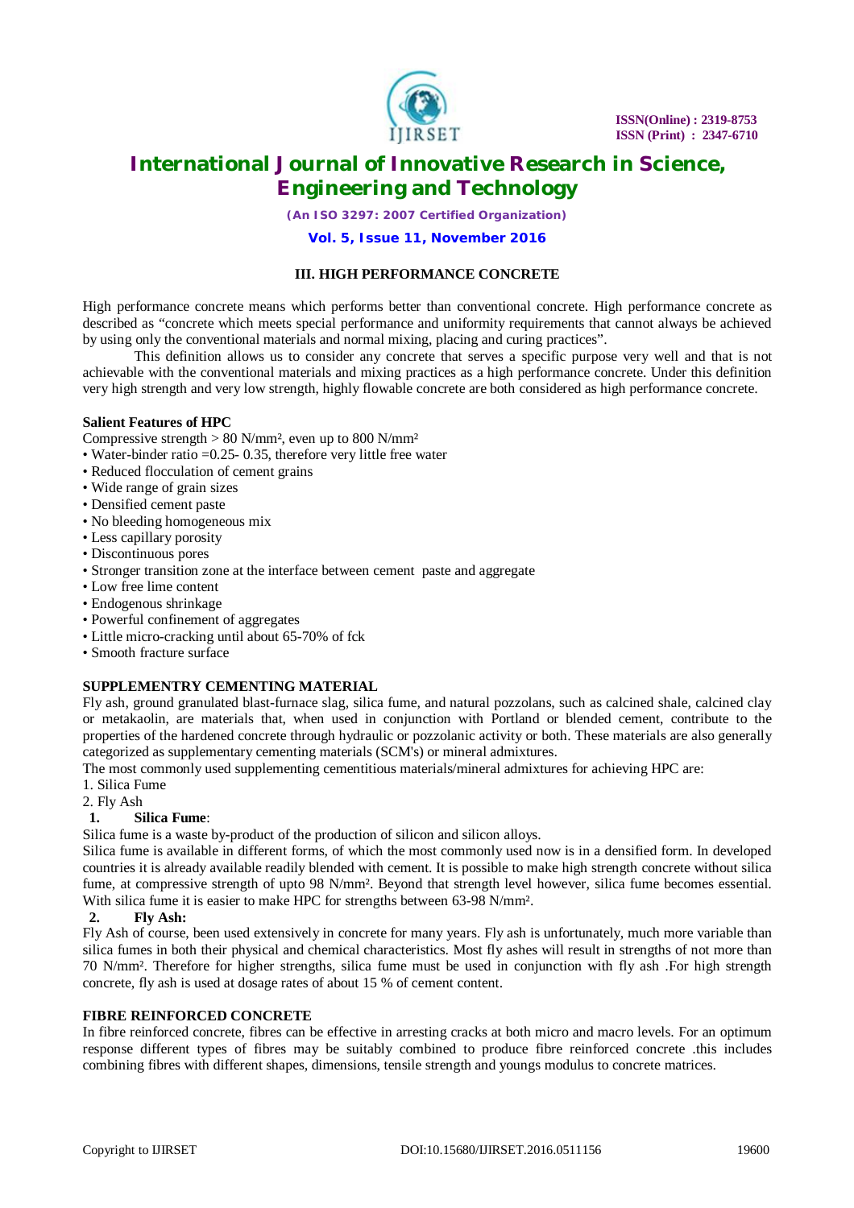## III. HIGH PERFORMANCE CONCRETE

High performance concrete means which performs better than conventional concrete. High performance concrete as described as "concrete which meets special performance and uniformity requirements that cannot always be achieved by using only the conventional materials and normal mixing, placing and curing practices".

This definition allows us to consider any concrete that serves a specific purpose very well and that is not achievable with the conventional materials and mixing practices as a high performance concrete. Under this definition very high strength and very low strength, highly flowable concrete are both considered as high performance concrete.

**Salient Features of HPC**

Compressive strength > 80 N/mm², even up to 800 N/mm²

- Water-binder ratio =0.25- 0.35, therefore very little free water
- Reduced flocculation of cement grains
- Wide range of grain sizes
- Densified cement paste
- No bleeding homogeneous mix
- Less capillary porosity
- Discontinuous pores
- Stronger transition zone at the interface between cement paste and aggregate
- Low free lime content
- Endogenous shrinkage
- Powerful confinement of aggregates
- Little micro-cracking until about 65-70% of fck
- Smooth fracture surface

**SUPPLEMENTRY CEMENTING MATERIAL**

Fly ash, ground granulated blast-furnace slag, silica fume, and natural pozzolans, such as calcined shale, calcined clay or metakaolin, are materials that, when used in conjunction with Portland or blended cement, contribute to the properties of the hardened concrete through hydraulic or pozzolanic activity or both. These materials are also generally categorized as supplementary cementing materials (SCM's) or mineral admixtures.

The most commonly used supplementing cementitious materials/mineral admixtures for achieving HPC are:

1. Silica Fume
2. Fly Ash

**1. Silica Fume**:

Silica fume is a waste by-product of the production of silicon and silicon alloys.

Silica fume is available in different forms, of which the most commonly used now is in a densified form. In developed countries it is already available readily blended with cement. It is possible to make high strength concrete without silica fume, at compressive strength of upto 98 N/mm². Beyond that strength level however, silica fume becomes essential. With silica fume it is easier to make HPC for strengths between 63-98 N/mm².

**2. Fly Ash:**

Fly Ash of course, been used extensively in concrete for many years. Fly ash is unfortunately, much more variable than silica fumes in both their physical and chemical characteristics. Most fly ashes will result in strengths of not more than 70 N/mm². Therefore for higher strengths, silica fume must be used in conjunction with fly ash .For high strength concrete, fly ash is used at dosage rates of about 15 % of cement content.

**FIBRE REINFORCED CONCRETE**

In fibre reinforced concrete, fibres can be effective in arresting cracks at both micro and macro levels. For an optimum response different types of fibres may be suitably combined to produce fibre reinforced concrete .this includes combining fibres with different shapes, dimensions, tensile strength and youngs modulus to concrete matrices.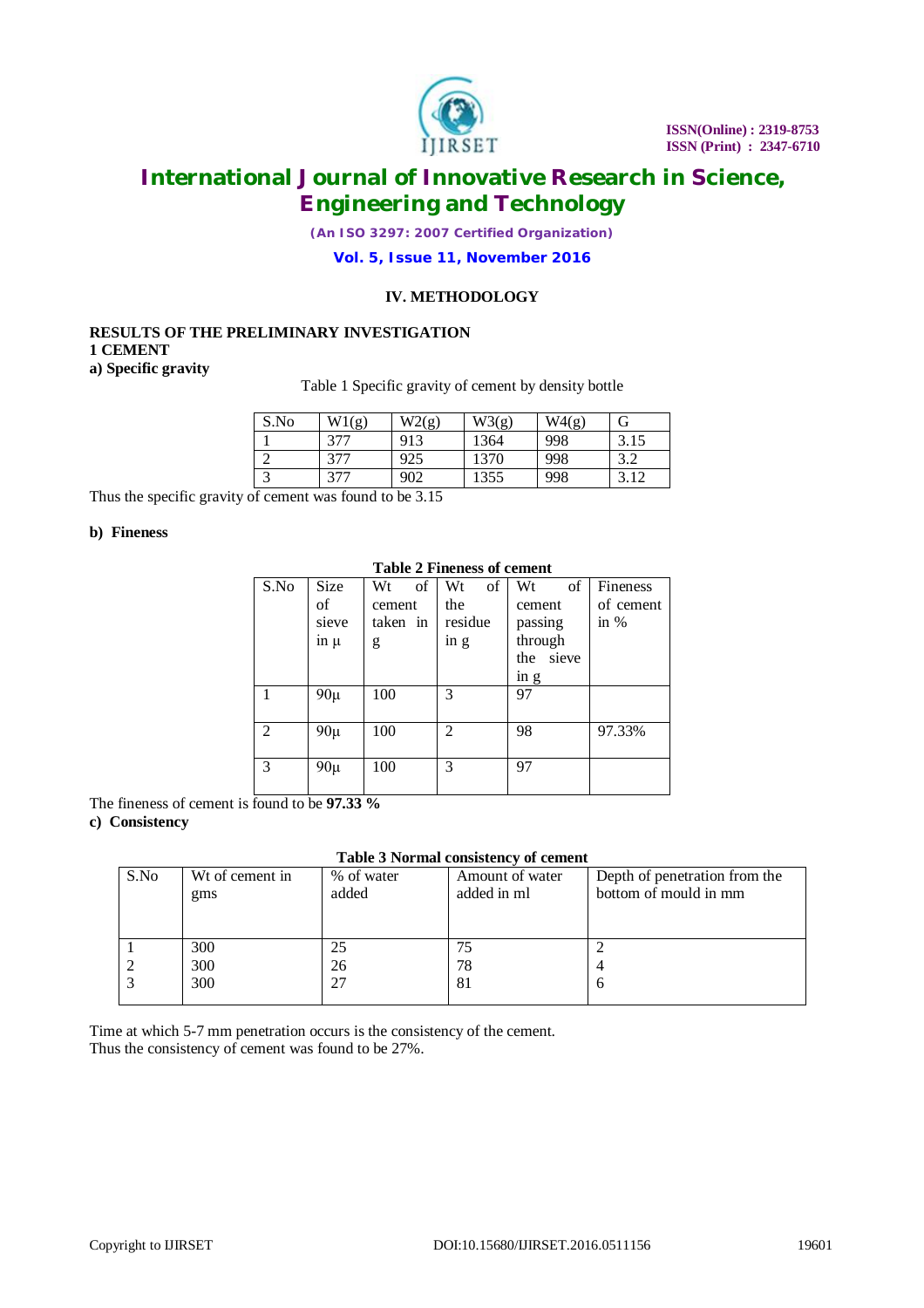## IV. METHODOLOGY

**RESULTS OF THE PRELIMINARY INVESTIGATION**

**1 CEMENT**

**a) Specific gravity**

Table 1 Specific gravity of cement by density bottle

| S.No | W1(g) | W2(g) | W3(g) | W4(g) | G |
|---|---|---|---|---|---|
| 1 | 377 | 913 | 1364 | 998 | 3.15 |
| 2 | 377 | 925 | 1370 | 998 | 3.2 |
| 3 | 377 | 902 | 1355 | 998 | 3.12 |

Thus the specific gravity of cement was found to be 3.15

**b) Fineness**

**Table 2 Fineness of cement**

| S.No | Size of sieve in µ | Wt of cement taken in g | Wt of the residue in g | Wt of cement passing through the sieve in g | Fineness of cement in % |
|---|---|---|---|---|---|
| 1 | 90µ | 100 | 3 | 97 | |
| 2 | 90µ | 100 | 2 | 98 | 97.33% |
| 3 | 90µ | 100 | 3 | 97 | |

The fineness of cement is found to be **97.33 %**

**c) Consistency**

**Table 3 Normal consistency of cement**

| S.No | Wt of cement in gms | % of water added | Amount of water added in ml | Depth of penetration from the bottom of mould in mm |
|---|---|---|---|---|
| 1 | 300 | 25 | 75 | 2 |
| 2 | 300 | 26 | 78 | 4 |
| 3 | 300 | 27 | 81 | 6 |

Time at which 5-7 mm penetration occurs is the consistency of the cement.
Thus the consistency of cement was found to be 27%.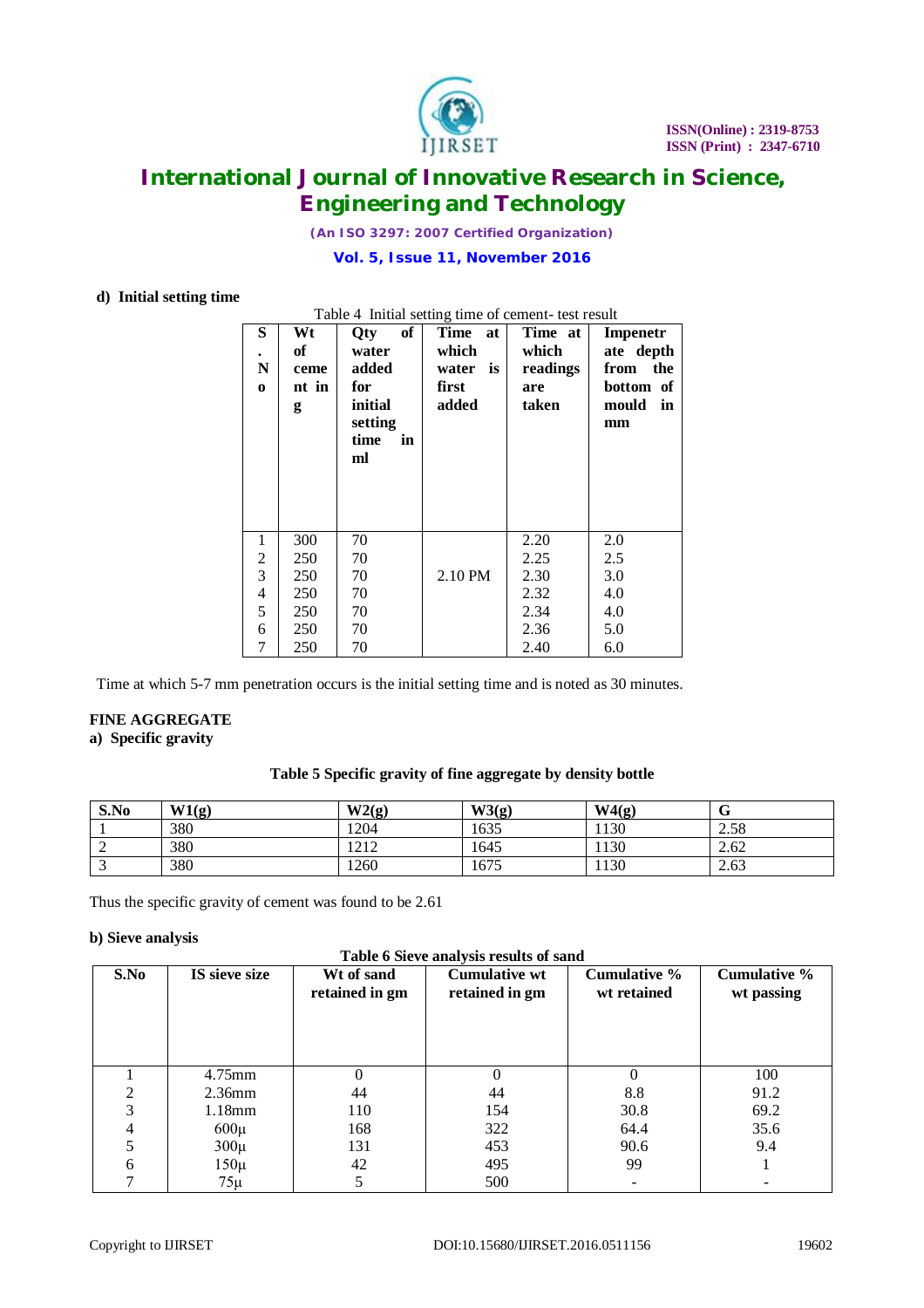**d) Initial setting time**

Table 4 Initial setting time of cement- test result

| S. No | Wt of cement in g | Qty of water added for initial setting time in ml | Time at which water is first added | Time at which readings are taken | Impenetrate depth from the bottom of mould in mm |
|---|---|---|---|---|---|
| 1 | 300 | 70 | | 2.20 | 2.0 |
| 2 | 250 | 70 | | 2.25 | 2.5 |
| 3 | 250 | 70 | 2.10 PM | 2.30 | 3.0 |
| 4 | 250 | 70 | | 2.32 | 4.0 |
| 5 | 250 | 70 | | 2.34 | 4.0 |
| 6 | 250 | 70 | | 2.36 | 5.0 |
| 7 | 250 | 70 | | 2.40 | 6.0 |

Time at which 5-7 mm penetration occurs is the initial setting time and is noted as 30 minutes.

**FINE AGGREGATE**

**a) Specific gravity**

**Table 5 Specific gravity of fine aggregate by density bottle**

| S.No | W1(g) | W2(g) | W3(g) | W4(g) | G |
|---|---|---|---|---|---|
| 1 | 380 | 1204 | 1635 | 1130 | 2.58 |
| 2 | 380 | 1212 | 1645 | 1130 | 2.62 |
| 3 | 380 | 1260 | 1675 | 1130 | 2.63 |

Thus the specific gravity of cement was found to be 2.61

**b) Sieve analysis**

**Table 6 Sieve analysis results of sand**

| S.No | IS sieve size | Wt of sand retained in gm | Cumulative wt retained in gm | Cumulative % wt retained | Cumulative % wt passing |
|---|---|---|---|---|---|
| 1 | 4.75mm | 0 | 0 | 0 | 100 |
| 2 | 2.36mm | 44 | 44 | 8.8 | 91.2 |
| 3 | 1.18mm | 110 | 154 | 30.8 | 69.2 |
| 4 | 600µ | 168 | 322 | 64.4 | 35.6 |
| 5 | 300µ | 131 | 453 | 90.6 | 9.4 |
| 6 | 150µ | 42 | 495 | 99 | 1 |
| 7 | 75µ | 5 | 500 | - | - |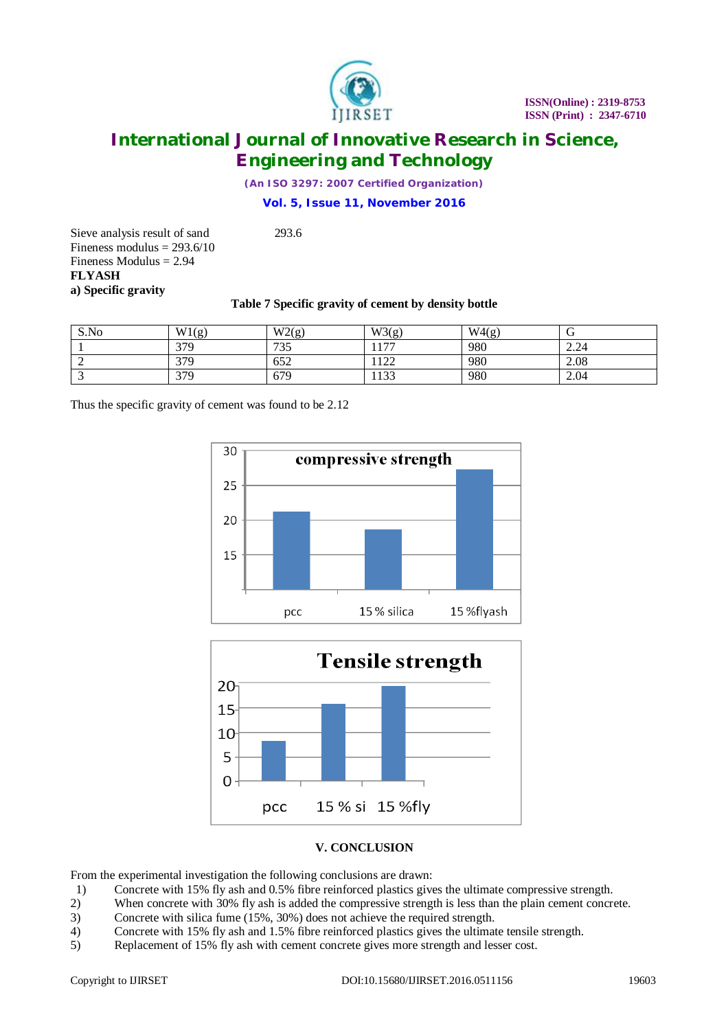Sieve analysis result of sand 293.6

Fineness modulus = 293.6/10

Fineness Modulus = 2.94

**FLYASH**

**a) Specific gravity**

**Table 7 Specific gravity of cement by density bottle**

| S.No | W1(g) | W2(g) | W3(g) | W4(g) | G |
|---|---|---|---|---|---|
| 1 | 379 | 735 | 1177 | 980 | 2.24 |
| 2 | 379 | 652 | 1122 | 980 | 2.08 |
| 3 | 379 | 679 | 1133 | 980 | 2.04 |

Thus the specific gravity of cement was found to be 2.12

## V. CONCLUSION

From the experimental investigation the following conclusions are drawn:

1) Concrete with 15% fly ash and 0.5% fibre reinforced plastics gives the ultimate compressive strength.
2) When concrete with 30% fly ash is added the compressive strength is less than the plain cement concrete.
3) Concrete with silica fume (15%, 30%) does not achieve the required strength.
4) Concrete with 15% fly ash and 1.5% fibre reinforced plastics gives the ultimate tensile strength.
5) Replacement of 15% fly ash with cement concrete gives more strength and lesser cost.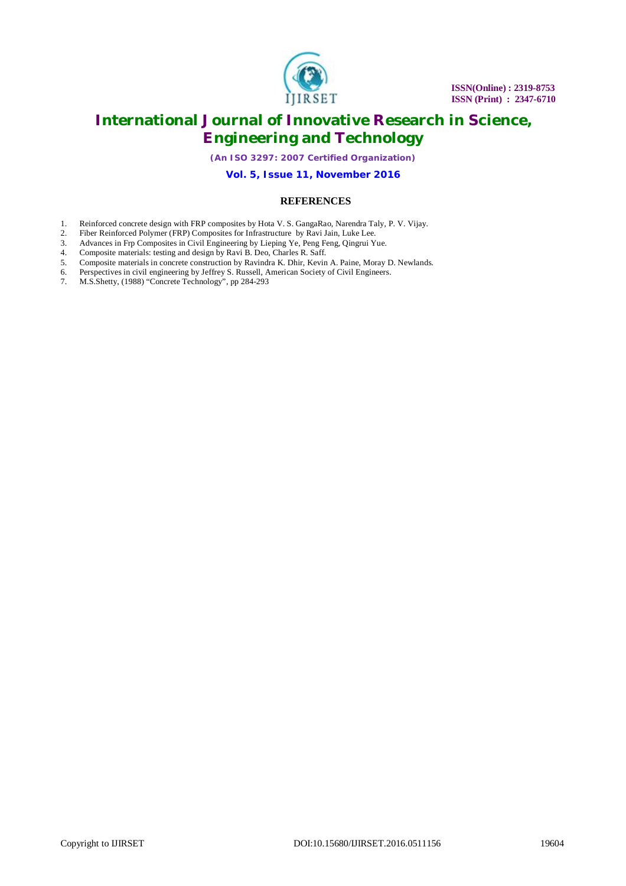## REFERENCES

1. Reinforced concrete design with FRP composites by Hota V. S. GangaRao, Narendra Taly, P. V. Vijay.
2. Fiber Reinforced Polymer (FRP) Composites for Infrastructure by Ravi Jain, Luke Lee.
3. Advances in Frp Composites in Civil Engineering by Lieping Ye, Peng Feng, Qingrui Yue.
4. Composite materials: testing and design by Ravi B. Deo, Charles R. Saff.
5. Composite materials in concrete construction by Ravindra K. Dhir, Kevin A. Paine, Moray D. Newlands.
6. Perspectives in civil engineering by Jeffrey S. Russell, American Society of Civil Engineers.
7. M.S.Shetty, (1988) "Concrete Technology", pp 284-293